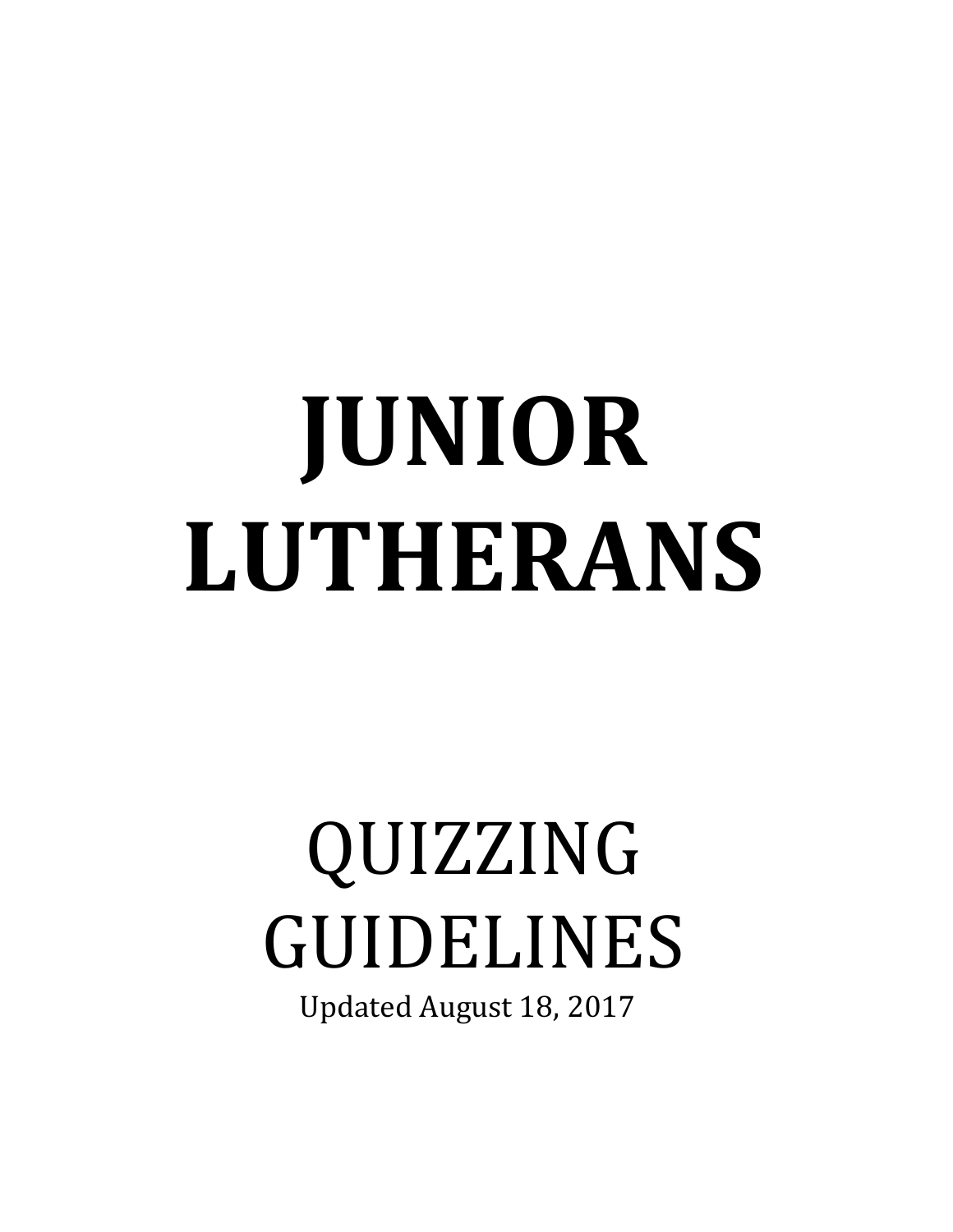# JUNIOR LUTHERANS

## QUIZZING GUIDELINES

Updated August 18, 2017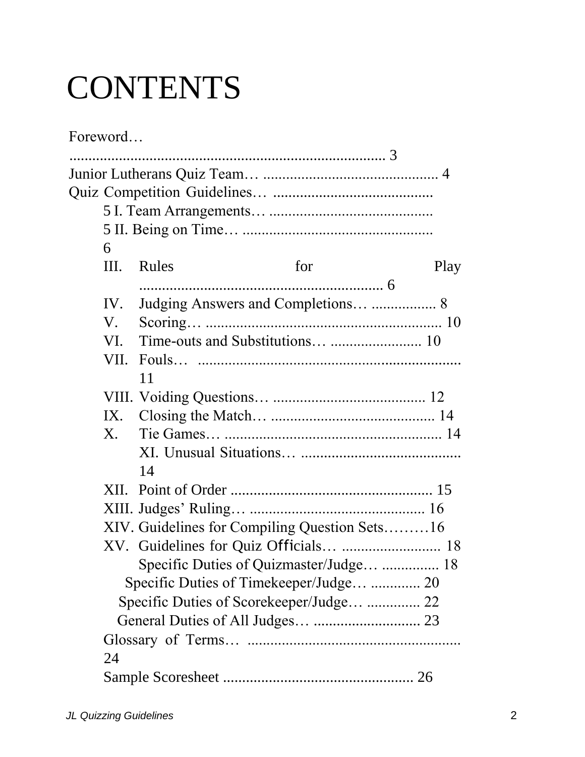# CONTENTS

Foreword… .................................................................................. 3

Junior Lutherans Quiz Team… .............................................. 4

Quiz Competition Guidelines… .......................................... 5

- I. Team Arrangements… .......................................... 5
- II. Being on Time… .................................................. 6
- III. Rules for Play ................................................................ 6
- IV. Judging Answers and Completions… ................. 8
- V. Scoring… .............................................................. 10
- VI. Time-outs and Substitutions… ........................ 10
- VII. Fouls… .................................................................. 11
- VIII. Voiding Questions… ........................................ 12
- IX. Closing the Match… ........................................... 14
- X. Tie Games… ......................................................... 14
- XI. Unusual Situations… .......................................... 14
- XII. Point of Order ..................................................... 15
- XIII. Judges' Ruling… .............................................. 16
- XIV. Guidelines for Compiling Question Sets………16
- XV. Guidelines for Quiz Officials… .......................... 18
  - Specific Duties of Quizmaster/Judge… ............... 18
  - Specific Duties of Timekeeper/Judge… ............. 20
  - Specific Duties of Scorekeeper/Judge… .............. 22
  - General Duties of All Judges… ............................ 23
- Glossary of Terms… ........................................................ 24
- Sample Scoresheet .................................................. 26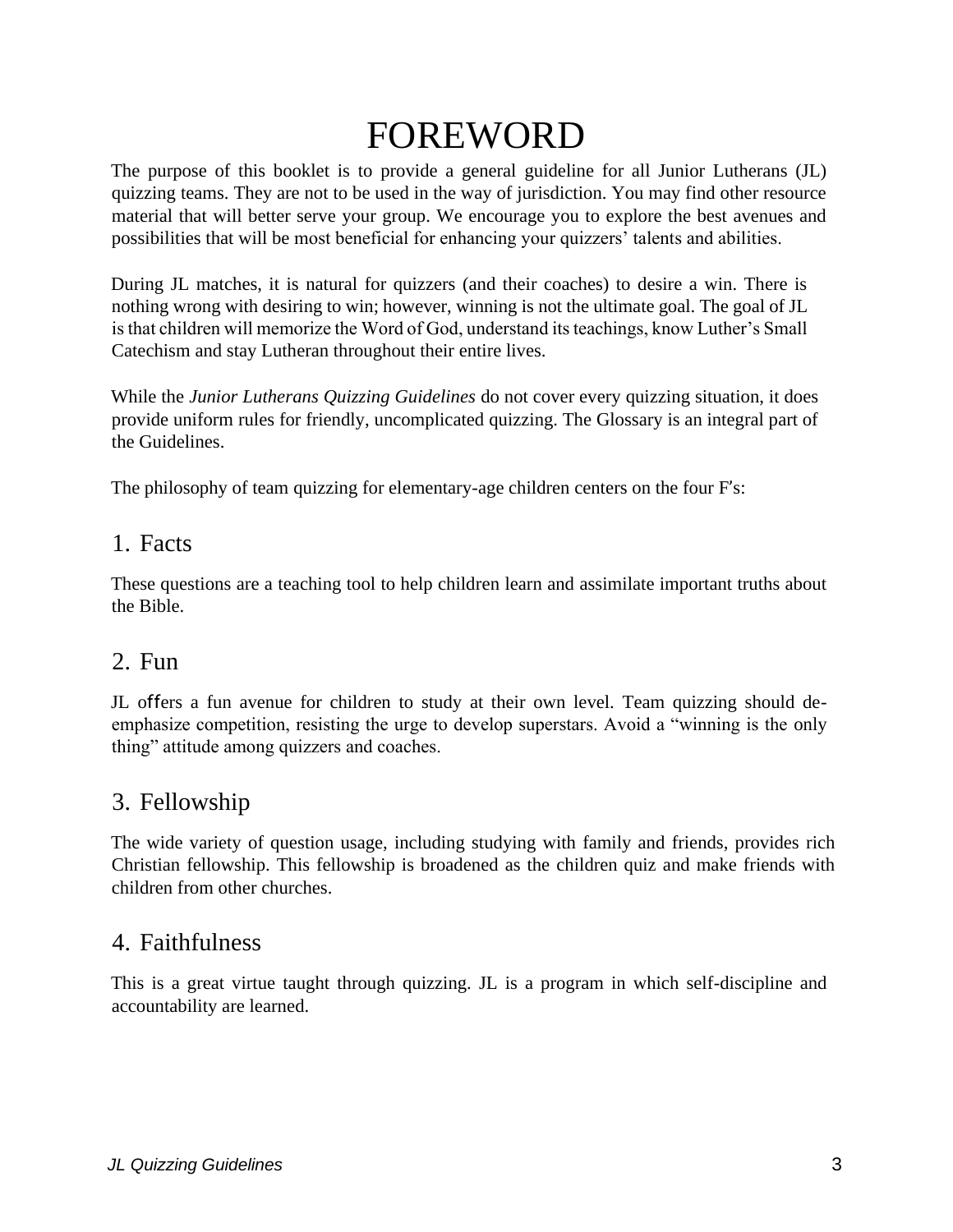# FOREWORD

The purpose of this booklet is to provide a general guideline for all Junior Lutherans (JL) quizzing teams. They are not to be used in the way of jurisdiction. You may find other resource material that will better serve your group. We encourage you to explore the best avenues and possibilities that will be most beneficial for enhancing your quizzers' talents and abilities.

During JL matches, it is natural for quizzers (and their coaches) to desire a win. There is nothing wrong with desiring to win; however, winning is not the ultimate goal. The goal of JL is that children will memorize the Word of God, understand its teachings, know Luther's Small Catechism and stay Lutheran throughout their entire lives.

While the *Junior Lutherans Quizzing Guidelines* do not cover every quizzing situation, it does provide uniform rules for friendly, uncomplicated quizzing. The Glossary is an integral part of the Guidelines.

The philosophy of team quizzing for elementary-age children centers on the four F's:

## 1. Facts

These questions are a teaching tool to help children learn and assimilate important truths about the Bible.

## 2. Fun

JL offers a fun avenue for children to study at their own level. Team quizzing should de-emphasize competition, resisting the urge to develop superstars. Avoid a "winning is the only thing" attitude among quizzers and coaches.

## 3. Fellowship

The wide variety of question usage, including studying with family and friends, provides rich Christian fellowship. This fellowship is broadened as the children quiz and make friends with children from other churches.

## 4. Faithfulness

This is a great virtue taught through quizzing. JL is a program in which self-discipline and accountability are learned.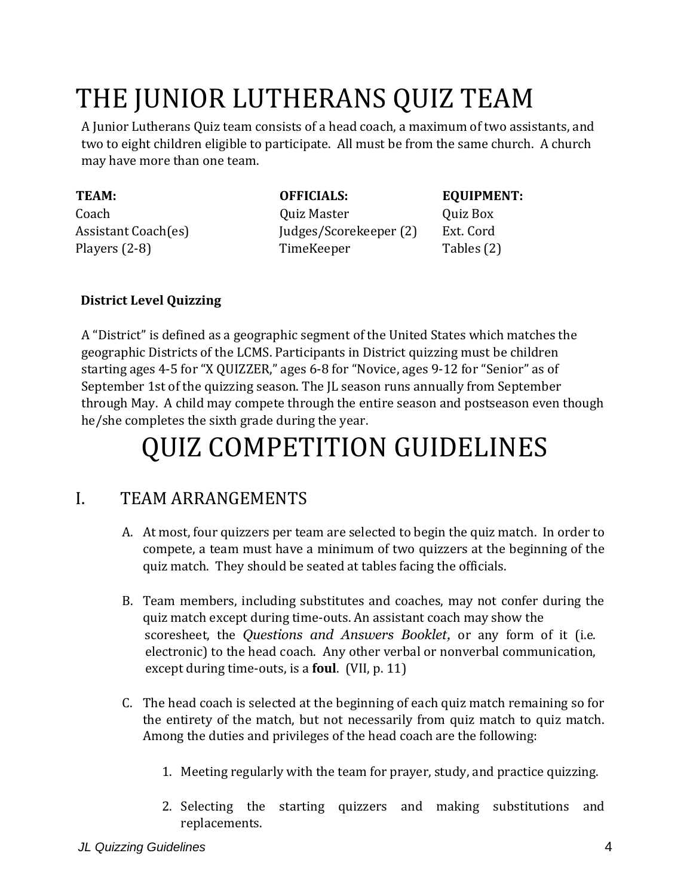# THE JUNIOR LUTHERANS QUIZ TEAM

A Junior Lutherans Quiz team consists of a head coach, a maximum of two assistants, and two to eight children eligible to participate. All must be from the same church. A church may have more than one team.

| TEAM: | OFFICIALS: | EQUIPMENT: |
|---|---|---|
| Coach | Quiz Master | Quiz Box |
| Assistant Coach(es) | Judges/Scorekeeper (2) | Ext. Cord |
| Players (2-8) | TimeKeeper | Tables (2) |

**District Level Quizzing**

A "District" is defined as a geographic segment of the United States which matches the geographic Districts of the LCMS. Participants in District quizzing must be children starting ages 4-5 for "X QUIZZER," ages 6-8 for "Novice, ages 9-12 for "Senior" as of September 1st of the quizzing season. The JL season runs annually from September through May. A child may compete through the entire season and postseason even though he/she completes the sixth grade during the year.

# QUIZ COMPETITION GUIDELINES

## I. TEAM ARRANGEMENTS

A. At most, four quizzers per team are selected to begin the quiz match. In order to compete, a team must have a minimum of two quizzers at the beginning of the quiz match. They should be seated at tables facing the officials.

B. Team members, including substitutes and coaches, may not confer during the quiz match except during time-outs. An assistant coach may show the scoresheet, the *Questions and Answers Booklet*, or any form of it (i.e. electronic) to the head coach. Any other verbal or nonverbal communication, except during time-outs, is a **foul**. (VII, p. 11)

C. The head coach is selected at the beginning of each quiz match remaining so for the entirety of the match, but not necessarily from quiz match to quiz match. Among the duties and privileges of the head coach are the following:

1. Meeting regularly with the team for prayer, study, and practice quizzing.
2. Selecting the starting quizzers and making substitutions and replacements.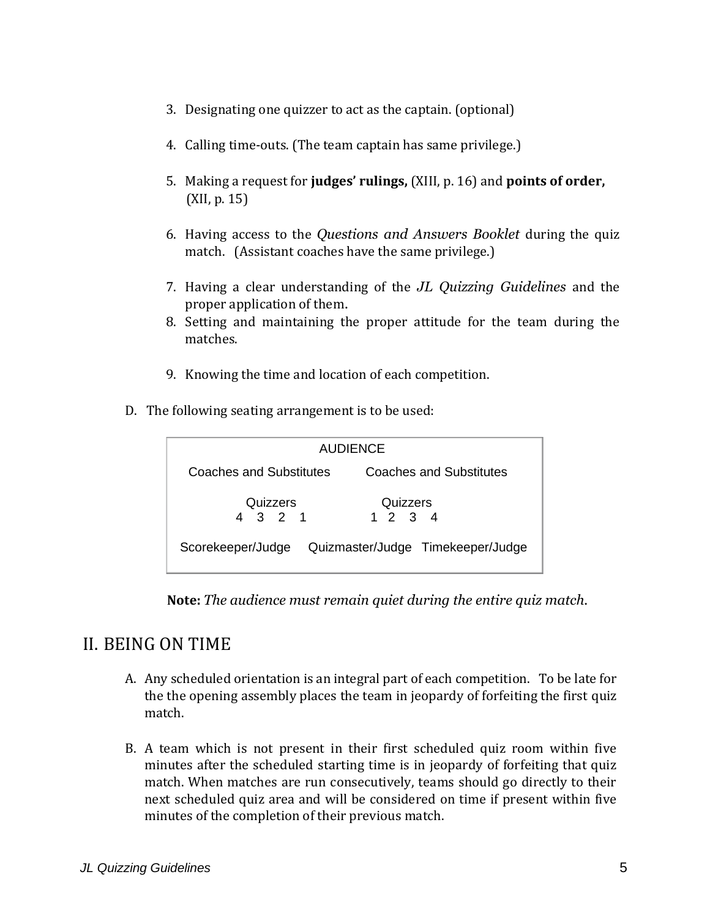3. Designating one quizzer to act as the captain. (optional)

4. Calling time-outs. (The team captain has same privilege.)

5. Making a request for **judges' rulings,** (XIII, p. 16) and **points of order,** (XII, p. 15)

6. Having access to the *Questions and Answers Booklet* during the quiz match. (Assistant coaches have the same privilege.)

7. Having a clear understanding of the *JL Quizzing Guidelines* and the proper application of them.
8. Setting and maintaining the proper attitude for the team during the matches.

9. Knowing the time and location of each competition.

D. The following seating arrangement is to be used:

| | AUDIENCE | |
|---|---|---|
| Coaches and Substitutes | | Coaches and Substitutes |
| Quizzers<br>4 3 2 1 | | Quizzers<br>1 2 3 4 |
| Scorekeeper/Judge | Quizmaster/Judge | Timekeeper/Judge |

**Note:** *The audience must remain quiet during the entire quiz match.*

## II. BEING ON TIME

A. Any scheduled orientation is an integral part of each competition. To be late for the the opening assembly places the team in jeopardy of forfeiting the first quiz match.

B. A team which is not present in their first scheduled quiz room within five minutes after the scheduled starting time is in jeopardy of forfeiting that quiz match. When matches are run consecutively, teams should go directly to their next scheduled quiz area and will be considered on time if present within five minutes of the completion of their previous match.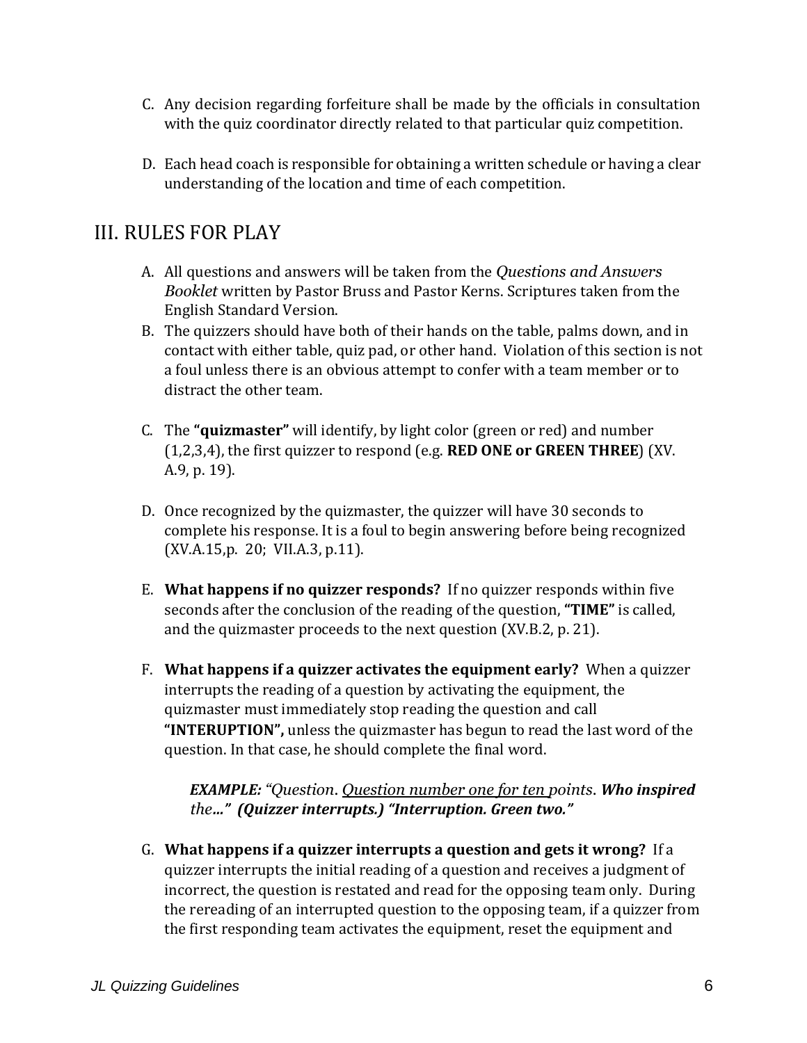C. Any decision regarding forfeiture shall be made by the officials in consultation with the quiz coordinator directly related to that particular quiz competition.

D. Each head coach is responsible for obtaining a written schedule or having a clear understanding of the location and time of each competition.

## III. RULES FOR PLAY

A. All questions and answers will be taken from the *Questions and Answers Booklet* written by Pastor Bruss and Pastor Kerns. Scriptures taken from the English Standard Version.

B. The quizzers should have both of their hands on the table, palms down, and in contact with either table, quiz pad, or other hand. Violation of this section is not a foul unless there is an obvious attempt to confer with a team member or to distract the other team.

C. The **"quizmaster"** will identify, by light color (green or red) and number (1,2,3,4), the first quizzer to respond (e.g. **RED ONE or GREEN THREE**) (XV. A.9, p. 19).

D. Once recognized by the quizmaster, the quizzer will have 30 seconds to complete his response. It is a foul to begin answering before being recognized (XV.A.15,p. 20; VII.A.3, p.11).

E. **What happens if no quizzer responds?** If no quizzer responds within five seconds after the conclusion of the reading of the question, **"TIME"** is called, and the quizmaster proceeds to the next question (XV.B.2, p. 21).

F. **What happens if a quizzer activates the equipment early?** When a quizzer interrupts the reading of a question by activating the equipment, the quizmaster must immediately stop reading the question and call **"INTERUPTION",** unless the quizmaster has begun to read the last word of the question. In that case, he should complete the final word.

> ***EXAMPLE:*** *"Question. Question number one for ten points.* ***Who inspired the…" (Quizzer interrupts.) "Interruption. Green two."***

G. **What happens if a quizzer interrupts a question and gets it wrong?** If a quizzer interrupts the initial reading of a question and receives a judgment of incorrect, the question is restated and read for the opposing team only. During the rereading of an interrupted question to the opposing team, if a quizzer from the first responding team activates the equipment, reset the equipment and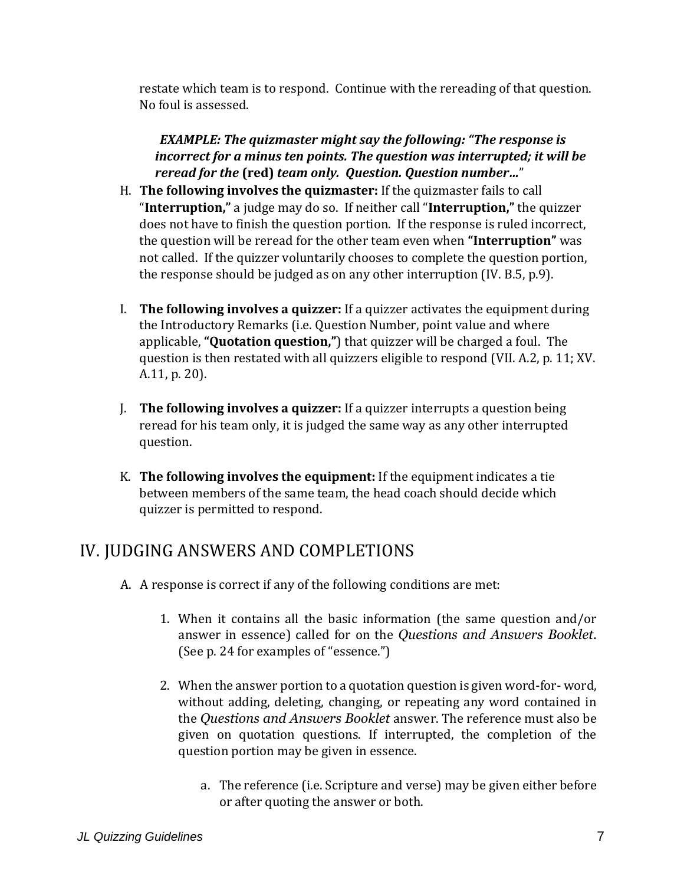restate which team is to respond. Continue with the rereading of that question. No foul is assessed.

> ***EXAMPLE: The quizmaster might say the following: "The response is incorrect for a minus ten points. The question was interrupted; it will be reread for the* (red) *team only. Question. Question number…*"**

H. **The following involves the quizmaster:** If the quizmaster fails to call "**Interruption,**" a judge may do so. If neither call "**Interruption,**" the quizzer does not have to finish the question portion. If the response is ruled incorrect, the question will be reread for the other team even when **"Interruption"** was not called. If the quizzer voluntarily chooses to complete the question portion, the response should be judged as on any other interruption (IV. B.5, p.9).

I. **The following involves a quizzer:** If a quizzer activates the equipment during the Introductory Remarks (i.e. Question Number, point value and where applicable, **"Quotation question,"**) that quizzer will be charged a foul. The question is then restated with all quizzers eligible to respond (VII. A.2, p. 11; XV. A.11, p. 20).

J. **The following involves a quizzer:** If a quizzer interrupts a question being reread for his team only, it is judged the same way as any other interrupted question.

K. **The following involves the equipment:** If the equipment indicates a tie between members of the same team, the head coach should decide which quizzer is permitted to respond.

# IV. JUDGING ANSWERS AND COMPLETIONS

A. A response is correct if any of the following conditions are met:

1. When it contains all the basic information (the same question and/or answer in essence) called for on the *Questions and Answers Booklet*. (See p. 24 for examples of "essence.")

2. When the answer portion to a quotation question is given word-for- word, without adding, deleting, changing, or repeating any word contained in the *Questions and Answers Booklet* answer. The reference must also be given on quotation questions. If interrupted, the completion of the question portion may be given in essence.

   a. The reference (i.e. Scripture and verse) may be given either before or after quoting the answer or both.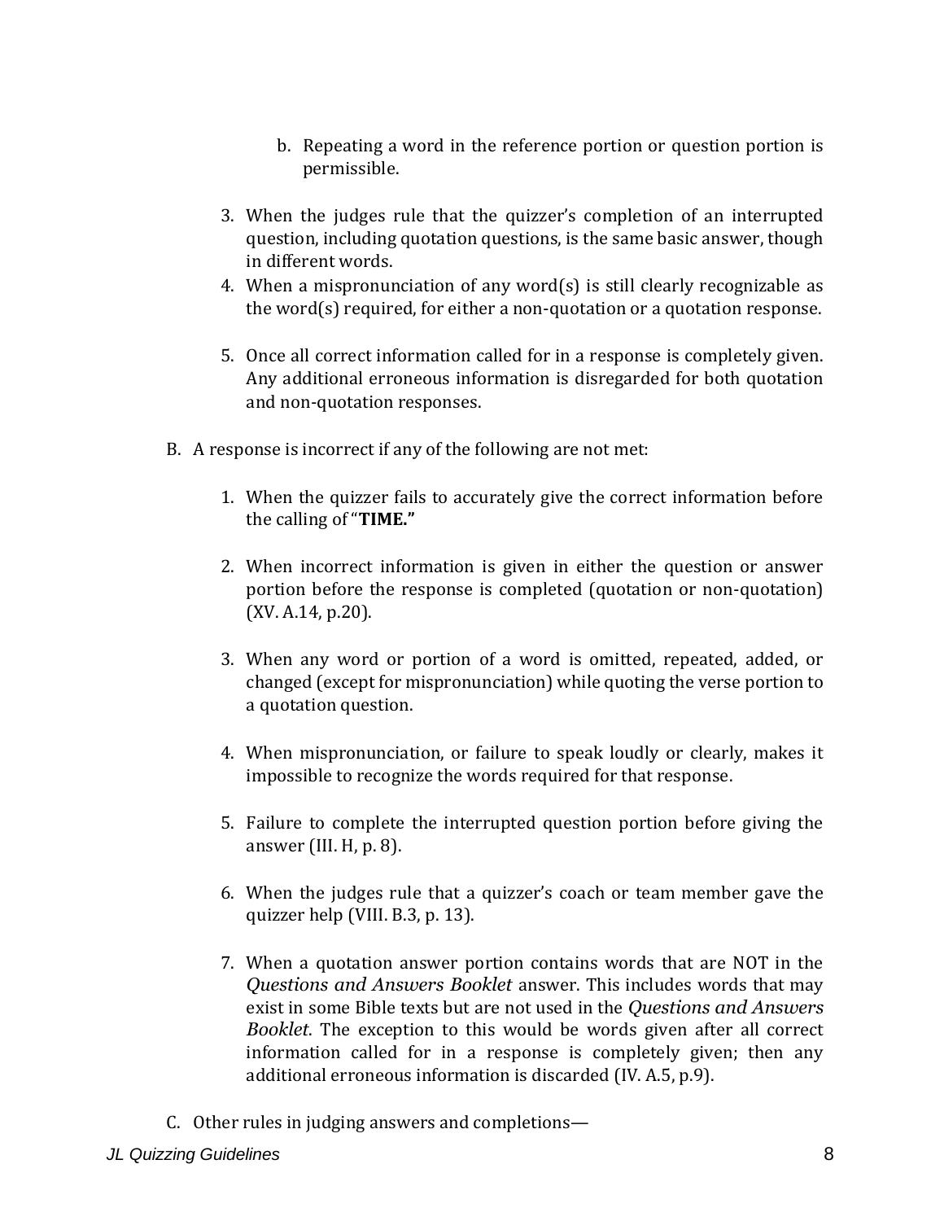b. Repeating a word in the reference portion or question portion is permissible.

3. When the judges rule that the quizzer's completion of an interrupted question, including quotation questions, is the same basic answer, though in different words.
4. When a mispronunciation of any word(s) is still clearly recognizable as the word(s) required, for either a non-quotation or a quotation response.
5. Once all correct information called for in a response is completely given. Any additional erroneous information is disregarded for both quotation and non-quotation responses.

B. A response is incorrect if any of the following are not met:

1. When the quizzer fails to accurately give the correct information before the calling of "**TIME.**"
2. When incorrect information is given in either the question or answer portion before the response is completed (quotation or non-quotation) (XV. A.14, p.20).
3. When any word or portion of a word is omitted, repeated, added, or changed (except for mispronunciation) while quoting the verse portion to a quotation question.
4. When mispronunciation, or failure to speak loudly or clearly, makes it impossible to recognize the words required for that response.
5. Failure to complete the interrupted question portion before giving the answer (III. H, p. 8).
6. When the judges rule that a quizzer's coach or team member gave the quizzer help (VIII. B.3, p. 13).
7. When a quotation answer portion contains words that are NOT in the *Questions and Answers Booklet* answer. This includes words that may exist in some Bible texts but are not used in the *Questions and Answers Booklet*. The exception to this would be words given after all correct information called for in a response is completely given; then any additional erroneous information is discarded (IV. A.5, p.9).

C. Other rules in judging answers and completions—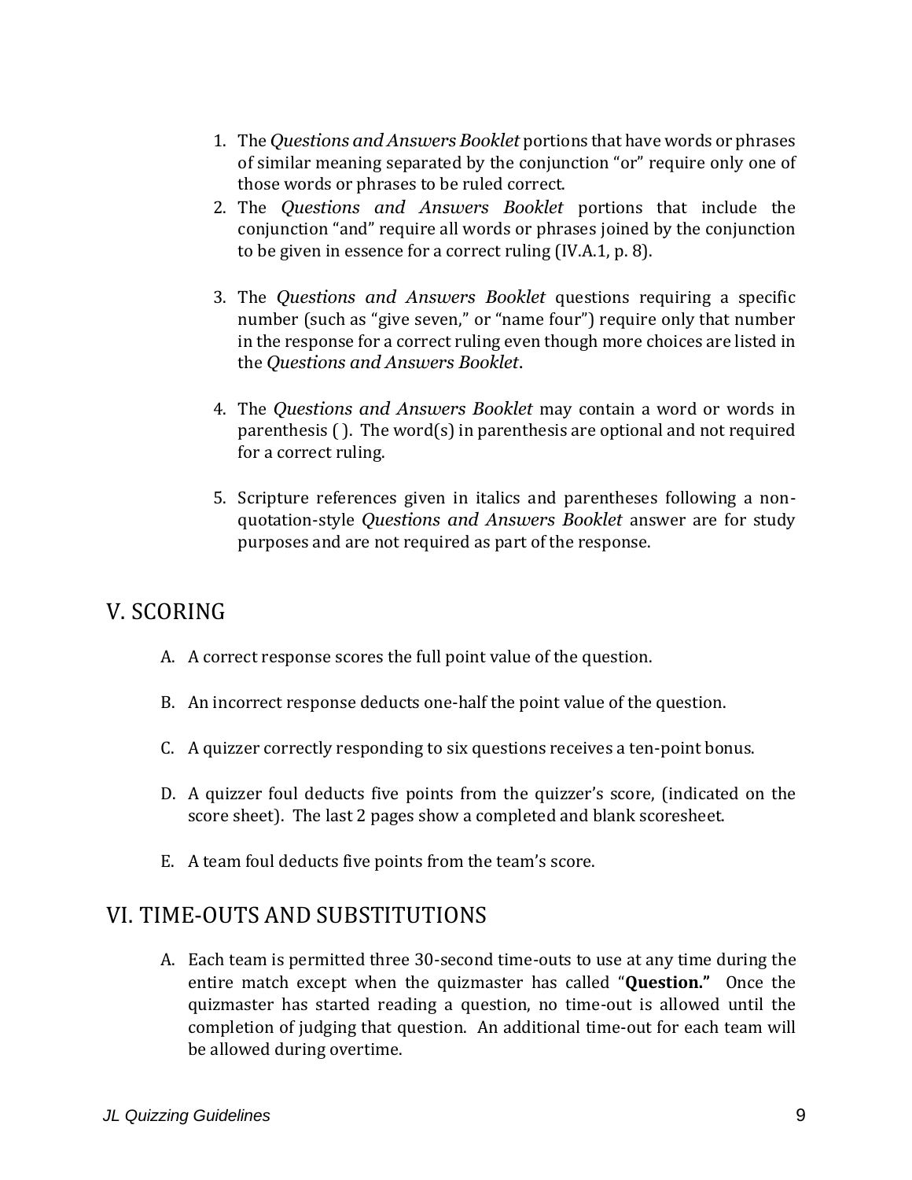1. The *Questions and Answers Booklet* portions that have words or phrases of similar meaning separated by the conjunction "or" require only one of those words or phrases to be ruled correct.
2. The *Questions and Answers Booklet* portions that include the conjunction "and" require all words or phrases joined by the conjunction to be given in essence for a correct ruling (IV.A.1, p. 8).
3. The *Questions and Answers Booklet* questions requiring a specific number (such as "give seven," or "name four") require only that number in the response for a correct ruling even though more choices are listed in the *Questions and Answers Booklet*.
4. The *Questions and Answers Booklet* may contain a word or words in parenthesis ( ). The word(s) in parenthesis are optional and not required for a correct ruling.
5. Scripture references given in italics and parentheses following a non-quotation-style *Questions and Answers Booklet* answer are for study purposes and are not required as part of the response.

## V. SCORING

A. A correct response scores the full point value of the question.

B. An incorrect response deducts one-half the point value of the question.

C. A quizzer correctly responding to six questions receives a ten-point bonus.

D. A quizzer foul deducts five points from the quizzer's score, (indicated on the score sheet). The last 2 pages show a completed and blank scoresheet.

E. A team foul deducts five points from the team's score.

## VI. TIME-OUTS AND SUBSTITUTIONS

A. Each team is permitted three 30-second time-outs to use at any time during the entire match except when the quizmaster has called "**Question.**" Once the quizmaster has started reading a question, no time-out is allowed until the completion of judging that question. An additional time-out for each team will be allowed during overtime.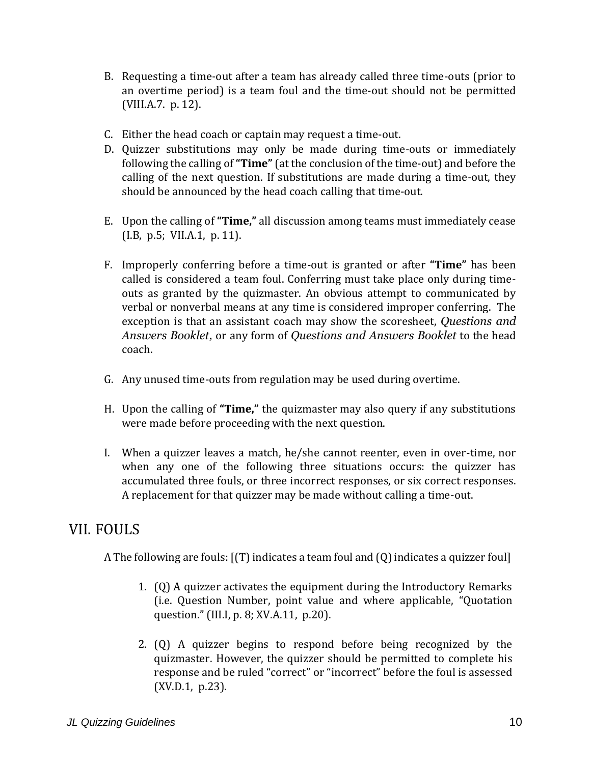B. Requesting a time-out after a team has already called three time-outs (prior to an overtime period) is a team foul and the time-out should not be permitted (VIII.A.7. p. 12).

C. Either the head coach or captain may request a time-out.

D. Quizzer substitutions may only be made during time-outs or immediately following the calling of **"Time"** (at the conclusion of the time-out) and before the calling of the next question. If substitutions are made during a time-out, they should be announced by the head coach calling that time-out.

E. Upon the calling of **"Time,"** all discussion among teams must immediately cease (I.B, p.5; VII.A.1, p. 11).

F. Improperly conferring before a time-out is granted or after **"Time"** has been called is considered a team foul. Conferring must take place only during time-outs as granted by the quizmaster. An obvious attempt to communicated by verbal or nonverbal means at any time is considered improper conferring. The exception is that an assistant coach may show the scoresheet, *Questions and Answers Booklet*, or any form of *Questions and Answers Booklet* to the head coach.

G. Any unused time-outs from regulation may be used during overtime.

H. Upon the calling of **"Time,"** the quizmaster may also query if any substitutions were made before proceeding with the next question.

I. When a quizzer leaves a match, he/she cannot reenter, even in over-time, nor when any one of the following three situations occurs: the quizzer has accumulated three fouls, or three incorrect responses, or six correct responses. A replacement for that quizzer may be made without calling a time-out.

## VII. FOULS

A The following are fouls: [(T) indicates a team foul and (Q) indicates a quizzer foul]

1. (Q) A quizzer activates the equipment during the Introductory Remarks (i.e. Question Number, point value and where applicable, "Quotation question." (III.I, p. 8; XV.A.11, p.20).

2. (Q) A quizzer begins to respond before being recognized by the quizmaster. However, the quizzer should be permitted to complete his response and be ruled "correct" or "incorrect" before the foul is assessed (XV.D.1, p.23).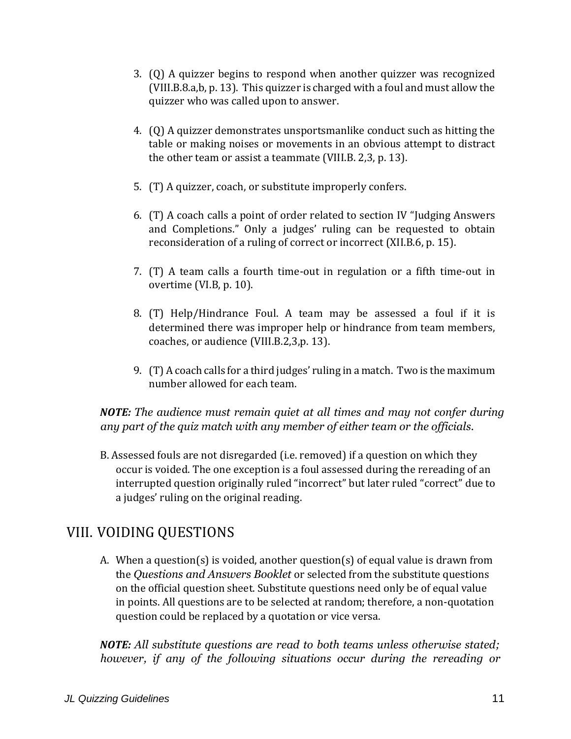3. (Q) A quizzer begins to respond when another quizzer was recognized (VIII.B.8.a,b, p. 13). This quizzer is charged with a foul and must allow the quizzer who was called upon to answer.

4. (Q) A quizzer demonstrates unsportsmanlike conduct such as hitting the table or making noises or movements in an obvious attempt to distract the other team or assist a teammate (VIII.B. 2,3, p. 13).

5. (T) A quizzer, coach, or substitute improperly confers.

6. (T) A coach calls a point of order related to section IV "Judging Answers and Completions." Only a judges' ruling can be requested to obtain reconsideration of a ruling of correct or incorrect (XII.B.6, p. 15).

7. (T) A team calls a fourth time-out in regulation or a fifth time-out in overtime (VI.B, p. 10).

8. (T) Help/Hindrance Foul. A team may be assessed a foul if it is determined there was improper help or hindrance from team members, coaches, or audience (VIII.B.2,3,p. 13).

9. (T) A coach calls for a third judges' ruling in a match. Two is the maximum number allowed for each team.

***NOTE:*** *The audience must remain quiet at all times and may not confer during any part of the quiz match with any member of either team or the officials.*

B. Assessed fouls are not disregarded (i.e. removed) if a question on which they occur is voided. The one exception is a foul assessed during the rereading of an interrupted question originally ruled "incorrect" but later ruled "correct" due to a judges' ruling on the original reading.

## VIII. VOIDING QUESTIONS

A. When a question(s) is voided, another question(s) of equal value is drawn from the *Questions and Answers Booklet* or selected from the substitute questions on the official question sheet. Substitute questions need only be of equal value in points. All questions are to be selected at random; therefore, a non-quotation question could be replaced by a quotation or vice versa.

***NOTE:*** *All substitute questions are read to both teams unless otherwise stated; however, if any of the following situations occur during the rereading or*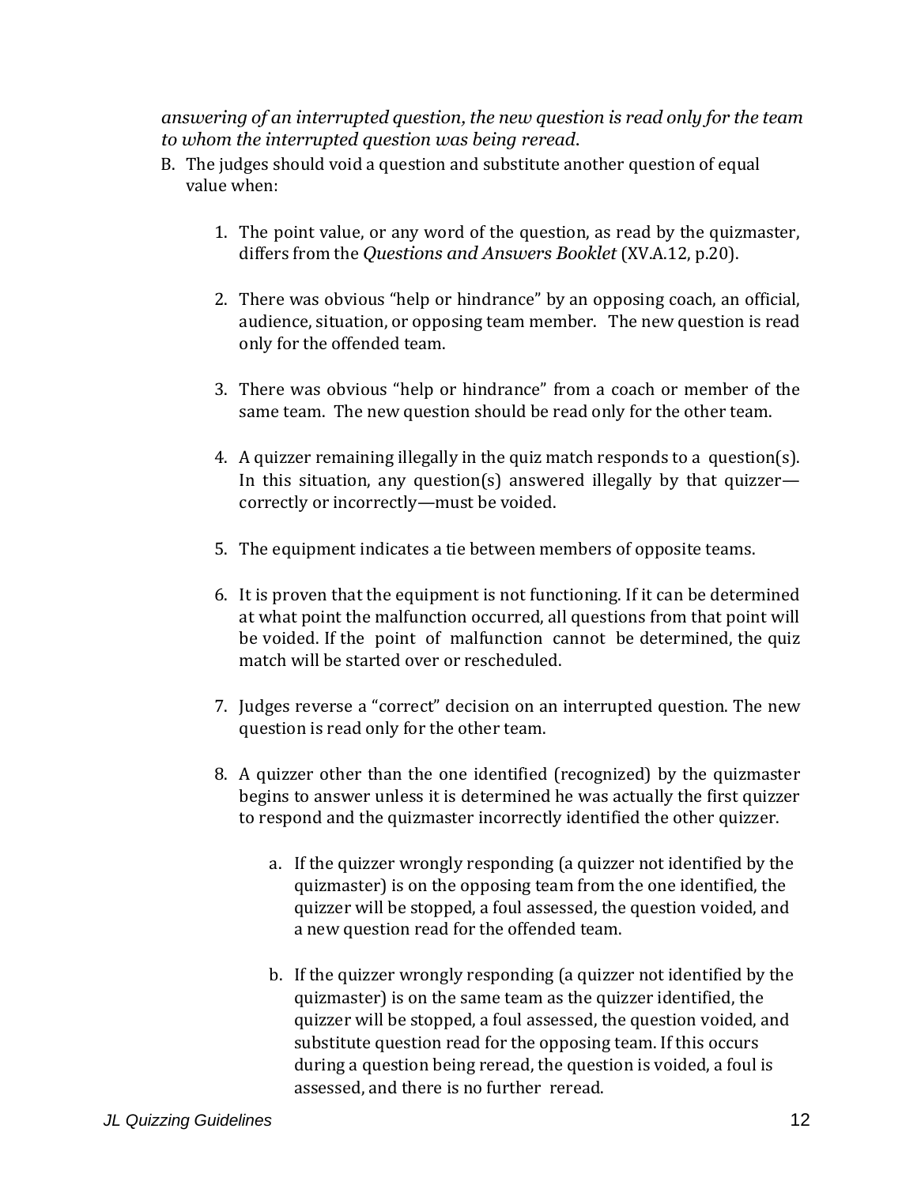*answering of an interrupted question, the new question is read only for the team to whom the interrupted question was being reread*.

B. The judges should void a question and substitute another question of equal value when:

   1. The point value, or any word of the question, as read by the quizmaster, differs from the *Questions and Answers Booklet* (XV.A.12, p.20).

   2. There was obvious "help or hindrance" by an opposing coach, an official, audience, situation, or opposing team member. The new question is read only for the offended team.

   3. There was obvious "help or hindrance" from a coach or member of the same team. The new question should be read only for the other team.

   4. A quizzer remaining illegally in the quiz match responds to a question(s). In this situation, any question(s) answered illegally by that quizzer—correctly or incorrectly—must be voided.

   5. The equipment indicates a tie between members of opposite teams.

   6. It is proven that the equipment is not functioning. If it can be determined at what point the malfunction occurred, all questions from that point will be voided. If the point of malfunction cannot be determined, the quiz match will be started over or rescheduled.

   7. Judges reverse a "correct" decision on an interrupted question. The new question is read only for the other team.

   8. A quizzer other than the one identified (recognized) by the quizmaster begins to answer unless it is determined he was actually the first quizzer to respond and the quizmaster incorrectly identified the other quizzer.

      a. If the quizzer wrongly responding (a quizzer not identified by the quizmaster) is on the opposing team from the one identified, the quizzer will be stopped, a foul assessed, the question voided, and a new question read for the offended team.

      b. If the quizzer wrongly responding (a quizzer not identified by the quizmaster) is on the same team as the quizzer identified, the quizzer will be stopped, a foul assessed, the question voided, and substitute question read for the opposing team. If this occurs during a question being reread, the question is voided, a foul is assessed, and there is no further reread.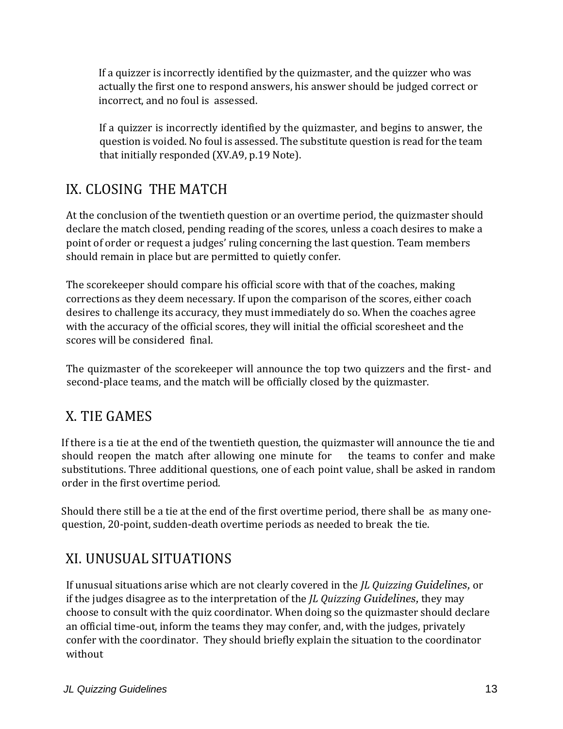If a quizzer is incorrectly identified by the quizmaster, and the quizzer who was actually the first one to respond answers, his answer should be judged correct or incorrect, and no foul is assessed.

If a quizzer is incorrectly identified by the quizmaster, and begins to answer, the question is voided. No foul is assessed. The substitute question is read for the team that initially responded (XV.A9, p.19 Note).

## IX. CLOSING THE MATCH

At the conclusion of the twentieth question or an overtime period, the quizmaster should declare the match closed, pending reading of the scores, unless a coach desires to make a point of order or request a judges' ruling concerning the last question. Team members should remain in place but are permitted to quietly confer.

The scorekeeper should compare his official score with that of the coaches, making corrections as they deem necessary. If upon the comparison of the scores, either coach desires to challenge its accuracy, they must immediately do so. When the coaches agree with the accuracy of the official scores, they will initial the official scoresheet and the scores will be considered final.

The quizmaster of the scorekeeper will announce the top two quizzers and the first- and second-place teams, and the match will be officially closed by the quizmaster.

## X. TIE GAMES

If there is a tie at the end of the twentieth question, the quizmaster will announce the tie and should reopen the match after allowing one minute for the teams to confer and make substitutions. Three additional questions, one of each point value, shall be asked in random order in the first overtime period.

Should there still be a tie at the end of the first overtime period, there shall be as many one-question, 20-point, sudden-death overtime periods as needed to break the tie.

## XI. UNUSUAL SITUATIONS

If unusual situations arise which are not clearly covered in the *JL Quizzing Guidelines*, or if the judges disagree as to the interpretation of the *JL Quizzing Guidelines*, they may choose to consult with the quiz coordinator. When doing so the quizmaster should declare an official time-out, inform the teams they may confer, and, with the judges, privately confer with the coordinator. They should briefly explain the situation to the coordinator without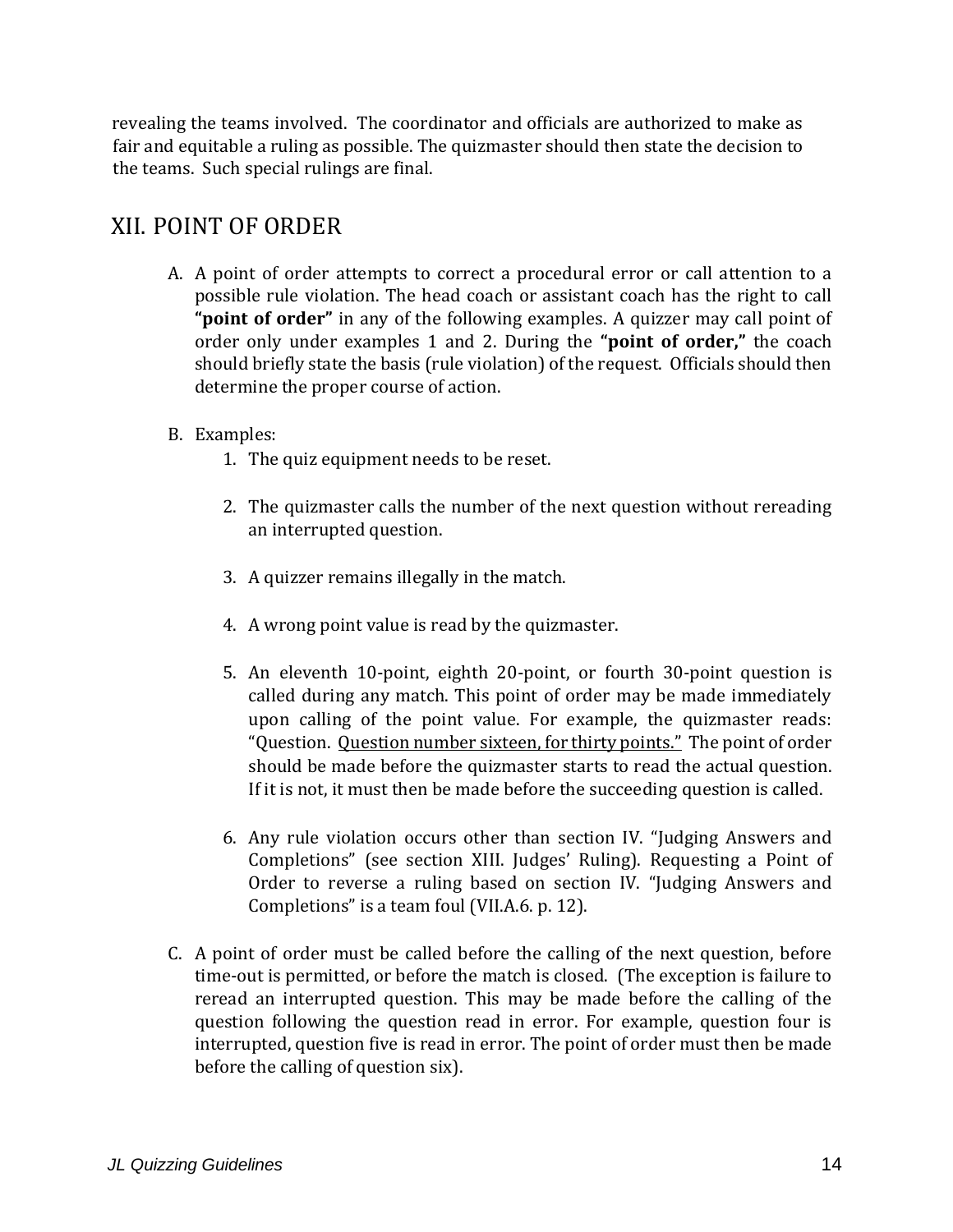revealing the teams involved. The coordinator and officials are authorized to make as fair and equitable a ruling as possible. The quizmaster should then state the decision to the teams. Such special rulings are final.

## XII. POINT OF ORDER

A. A point of order attempts to correct a procedural error or call attention to a possible rule violation. The head coach or assistant coach has the right to call **"point of order"** in any of the following examples. A quizzer may call point of order only under examples 1 and 2. During the **"point of order,"** the coach should briefly state the basis (rule violation) of the request. Officials should then determine the proper course of action.

B. Examples:

1. The quiz equipment needs to be reset.

2. The quizmaster calls the number of the next question without rereading an interrupted question.

3. A quizzer remains illegally in the match.

4. A wrong point value is read by the quizmaster.

5. An eleventh 10-point, eighth 20-point, or fourth 30-point question is called during any match. This point of order may be made immediately upon calling of the point value. For example, the quizmaster reads: "Question. <u>Question number sixteen, for thirty points."</u> The point of order should be made before the quizmaster starts to read the actual question. If it is not, it must then be made before the succeeding question is called.

6. Any rule violation occurs other than section IV. "Judging Answers and Completions" (see section XIII. Judges' Ruling). Requesting a Point of Order to reverse a ruling based on section IV. "Judging Answers and Completions" is a team foul (VII.A.6. p. 12).

C. A point of order must be called before the calling of the next question, before time-out is permitted, or before the match is closed. (The exception is failure to reread an interrupted question. This may be made before the calling of the question following the question read in error. For example, question four is interrupted, question five is read in error. The point of order must then be made before the calling of question six).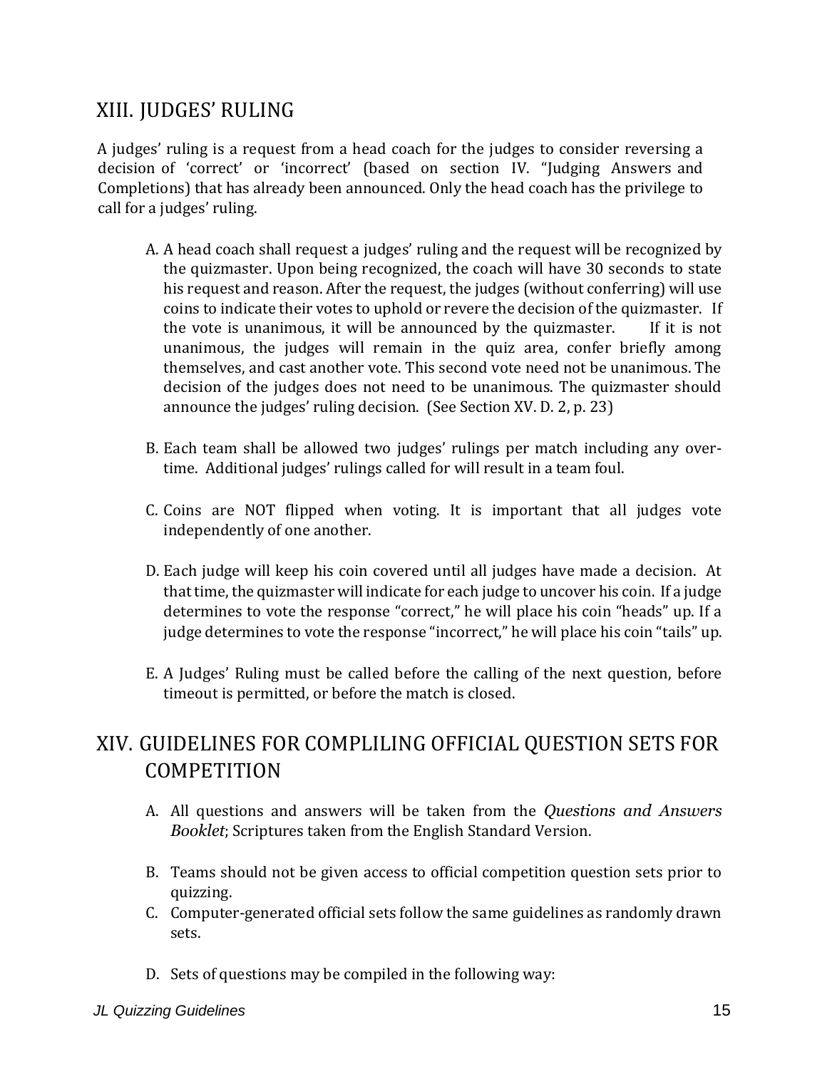## XIII. JUDGES' RULING

A judges' ruling is a request from a head coach for the judges to consider reversing a decision of 'correct' or 'incorrect' (based on section IV. "Judging Answers and Completions) that has already been announced. Only the head coach has the privilege to call for a judges' ruling.

A. A head coach shall request a judges' ruling and the request will be recognized by the quizmaster. Upon being recognized, the coach will have 30 seconds to state his request and reason. After the request, the judges (without conferring) will use coins to indicate their votes to uphold or revere the decision of the quizmaster. If the vote is unanimous, it will be announced by the quizmaster. If it is not unanimous, the judges will remain in the quiz area, confer briefly among themselves, and cast another vote. This second vote need not be unanimous. The decision of the judges does not need to be unanimous. The quizmaster should announce the judges' ruling decision. (See Section XV. D. 2, p. 23)

B. Each team shall be allowed two judges' rulings per match including any over-time. Additional judges' rulings called for will result in a team foul.

C. Coins are NOT flipped when voting. It is important that all judges vote independently of one another.

D. Each judge will keep his coin covered until all judges have made a decision. At that time, the quizmaster will indicate for each judge to uncover his coin. If a judge determines to vote the response "correct," he will place his coin "heads" up. If a judge determines to vote the response "incorrect," he will place his coin "tails" up.

E. A Judges' Ruling must be called before the calling of the next question, before timeout is permitted, or before the match is closed.

## XIV. GUIDELINES FOR COMPLILING OFFICIAL QUESTION SETS FOR COMPETITION

A. All questions and answers will be taken from the *Questions and Answers Booklet*; Scriptures taken from the English Standard Version.

B. Teams should not be given access to official competition question sets prior to quizzing.

C. Computer-generated official sets follow the same guidelines as randomly drawn sets.

D. Sets of questions may be compiled in the following way: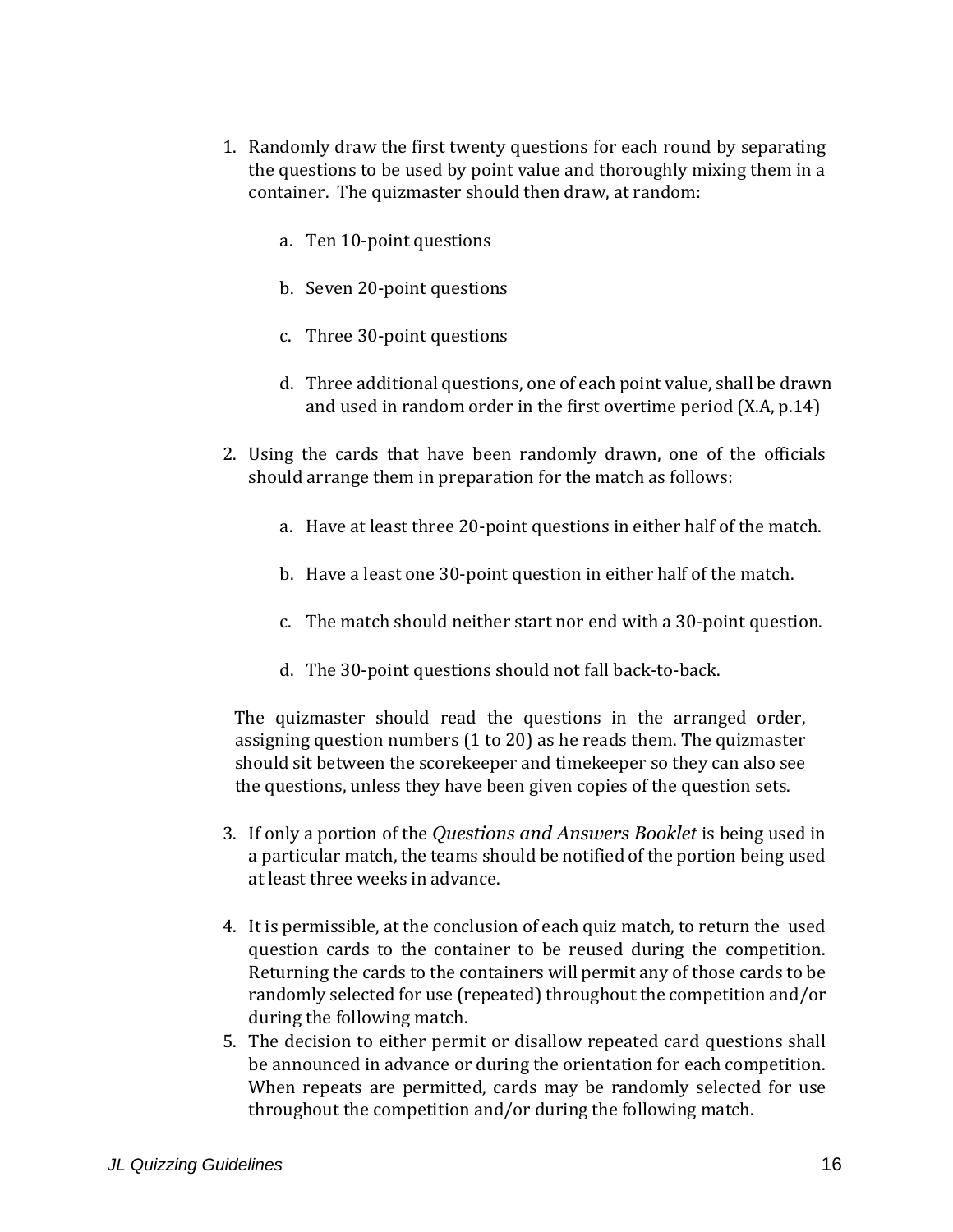1. Randomly draw the first twenty questions for each round by separating the questions to be used by point value and thoroughly mixing them in a container. The quizmaster should then draw, at random:

    a. Ten 10-point questions

    b. Seven 20-point questions

    c. Three 30-point questions

    d. Three additional questions, one of each point value, shall be drawn and used in random order in the first overtime period (X.A, p.14)

2. Using the cards that have been randomly drawn, one of the officials should arrange them in preparation for the match as follows:

    a. Have at least three 20-point questions in either half of the match.

    b. Have a least one 30-point question in either half of the match.

    c. The match should neither start nor end with a 30-point question.

    d. The 30-point questions should not fall back-to-back.

   The quizmaster should read the questions in the arranged order, assigning question numbers (1 to 20) as he reads them. The quizmaster should sit between the scorekeeper and timekeeper so they can also see the questions, unless they have been given copies of the question sets.

3. If only a portion of the *Questions and Answers Booklet* is being used in a particular match, the teams should be notified of the portion being used at least three weeks in advance.

4. It is permissible, at the conclusion of each quiz match, to return the used question cards to the container to be reused during the competition. Returning the cards to the containers will permit any of those cards to be randomly selected for use (repeated) throughout the competition and/or during the following match.

5. The decision to either permit or disallow repeated card questions shall be announced in advance or during the orientation for each competition. When repeats are permitted, cards may be randomly selected for use throughout the competition and/or during the following match.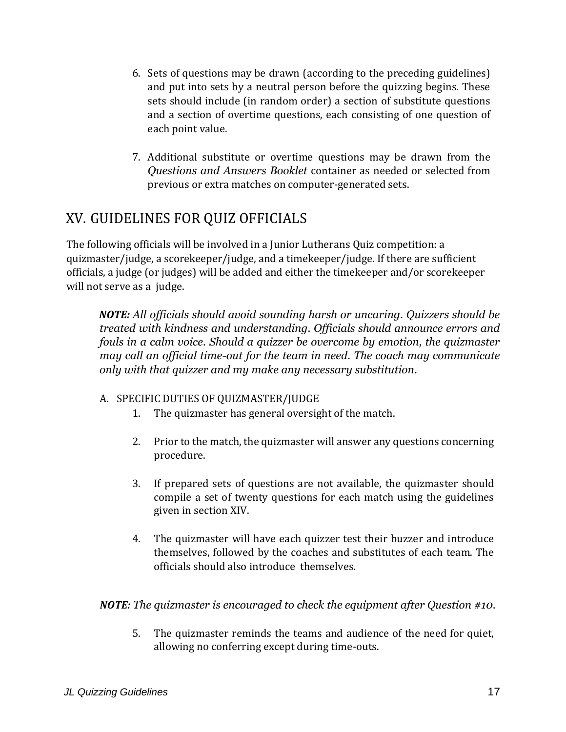6. Sets of questions may be drawn (according to the preceding guidelines) and put into sets by a neutral person before the quizzing begins. These sets should include (in random order) a section of substitute questions and a section of overtime questions, each consisting of one question of each point value.

7. Additional substitute or overtime questions may be drawn from the *Questions and Answers Booklet* container as needed or selected from previous or extra matches on computer-generated sets.

## XV. GUIDELINES FOR QUIZ OFFICIALS

The following officials will be involved in a Junior Lutherans Quiz competition: a quizmaster/judge, a scorekeeper/judge, and a timekeeper/judge. If there are sufficient officials, a judge (or judges) will be added and either the timekeeper and/or scorekeeper will not serve as a judge.

> ***NOTE:*** *All officials should avoid sounding harsh or uncaring. Quizzers should be treated with kindness and understanding. Officials should announce errors and fouls in a calm voice. Should a quizzer be overcome by emotion, the quizmaster may call an official time-out for the team in need. The coach may communicate only with that quizzer and my make any necessary substitution.*

A. SPECIFIC DUTIES OF QUIZMASTER/JUDGE

1. The quizmaster has general oversight of the match.

2. Prior to the match, the quizmaster will answer any questions concerning procedure.

3. If prepared sets of questions are not available, the quizmaster should compile a set of twenty questions for each match using the guidelines given in section XIV.

4. The quizmaster will have each quizzer test their buzzer and introduce themselves, followed by the coaches and substitutes of each team. The officials should also introduce themselves.

***NOTE:*** *The quizmaster is encouraged to check the equipment after Question #10.*

5. The quizmaster reminds the teams and audience of the need for quiet, allowing no conferring except during time-outs.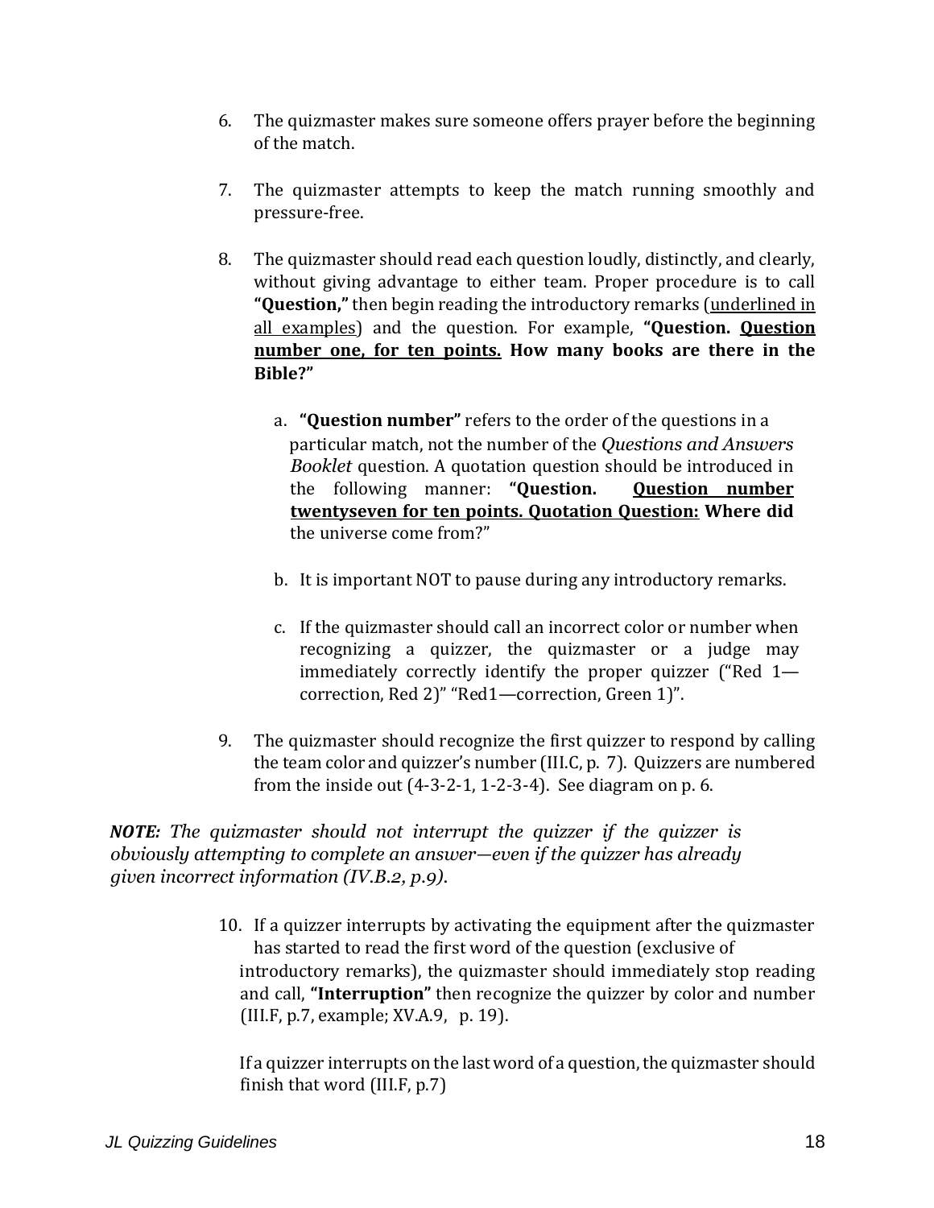6. The quizmaster makes sure someone offers prayer before the beginning of the match.

7. The quizmaster attempts to keep the match running smoothly and pressure-free.

8. The quizmaster should read each question loudly, distinctly, and clearly, without giving advantage to either team. Proper procedure is to call **"Question,"** then begin reading the introductory remarks (<u>underlined in all examples</u>) and the question. For example, **"Question. <u>Question number one, for ten points.</u> How many books are there in the Bible?"**

   a. **"Question number"** refers to the order of the questions in a particular match, not the number of the *Questions and Answers Booklet* question. A quotation question should be introduced in the following manner: **"Question. <u>Question number twentyseven for ten points. Quotation Question:</u> Where did** the universe come from?"

   b. It is important NOT to pause during any introductory remarks.

   c. If the quizmaster should call an incorrect color or number when recognizing a quizzer, the quizmaster or a judge may immediately correctly identify the proper quizzer ("Red 1—correction, Red 2)" "Red1—correction, Green 1)".

9. The quizmaster should recognize the first quizzer to respond by calling the team color and quizzer's number (III.C, p. 7). Quizzers are numbered from the inside out (4-3-2-1, 1-2-3-4). See diagram on p. 6.

***NOTE:*** *The quizmaster should not interrupt the quizzer if the quizzer is obviously attempting to complete an answer—even if the quizzer has already given incorrect information (IV.B.2, p.9).*

10. If a quizzer interrupts by activating the equipment after the quizmaster has started to read the first word of the question (exclusive of introductory remarks), the quizmaster should immediately stop reading and call, **"Interruption"** then recognize the quizzer by color and number (III.F, p.7, example; XV.A.9, p. 19).

    If a quizzer interrupts on the last word of a question, the quizmaster should finish that word (III.F, p.7)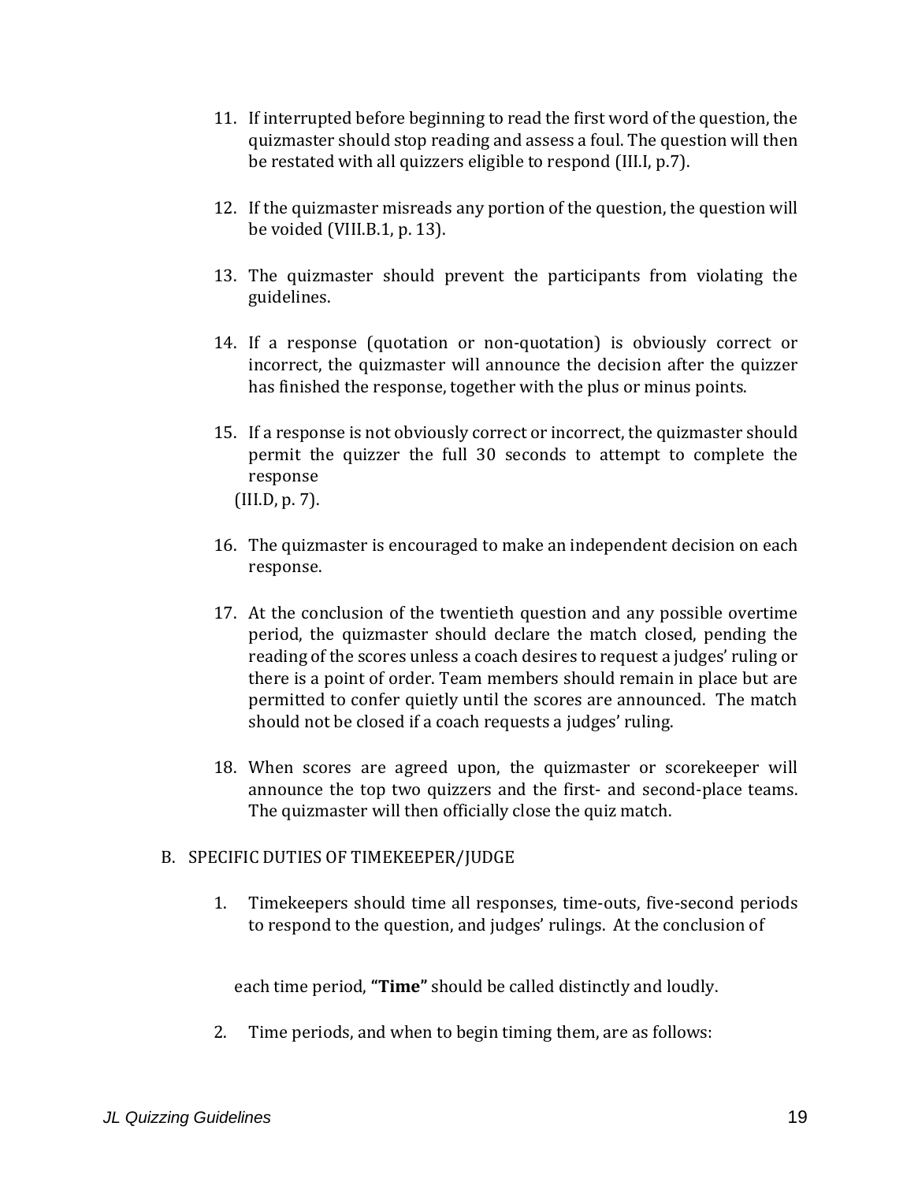11. If interrupted before beginning to read the first word of the question, the quizmaster should stop reading and assess a foul. The question will then be restated with all quizzers eligible to respond (III.I, p.7).

12. If the quizmaster misreads any portion of the question, the question will be voided (VIII.B.1, p. 13).

13. The quizmaster should prevent the participants from violating the guidelines.

14. If a response (quotation or non-quotation) is obviously correct or incorrect, the quizmaster will announce the decision after the quizzer has finished the response, together with the plus or minus points.

15. If a response is not obviously correct or incorrect, the quizmaster should permit the quizzer the full 30 seconds to attempt to complete the response (III.D, p. 7).

16. The quizmaster is encouraged to make an independent decision on each response.

17. At the conclusion of the twentieth question and any possible overtime period, the quizmaster should declare the match closed, pending the reading of the scores unless a coach desires to request a judges' ruling or there is a point of order. Team members should remain in place but are permitted to confer quietly until the scores are announced. The match should not be closed if a coach requests a judges' ruling.

18. When scores are agreed upon, the quizmaster or scorekeeper will announce the top two quizzers and the first- and second-place teams. The quizmaster will then officially close the quiz match.

B. SPECIFIC DUTIES OF TIMEKEEPER/JUDGE

1. Timekeepers should time all responses, time-outs, five-second periods to respond to the question, and judges' rulings. At the conclusion of each time period, **"Time"** should be called distinctly and loudly.

2. Time periods, and when to begin timing them, are as follows: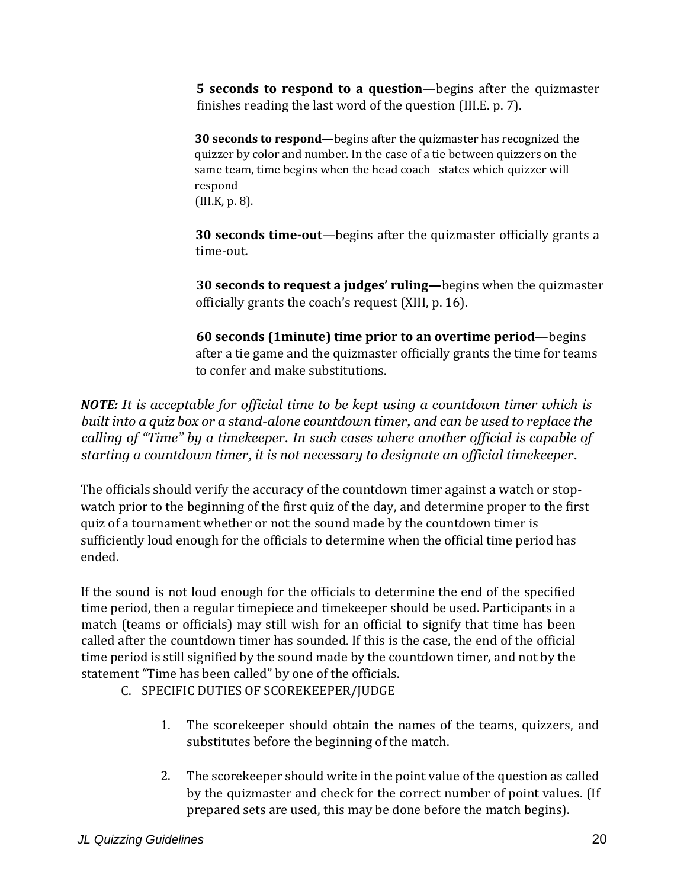**5 seconds to respond to a question**—begins after the quizmaster finishes reading the last word of the question (III.E. p. 7).

**30 seconds to respond**—begins after the quizmaster has recognized the quizzer by color and number. In the case of a tie between quizzers on the same team, time begins when the head coach states which quizzer will respond (III.K, p. 8).

**30 seconds time-out**—begins after the quizmaster officially grants a time-out.

**30 seconds to request a judges' ruling—**begins when the quizmaster officially grants the coach's request (XIII, p. 16).

**60 seconds (1minute) time prior to an overtime period**—begins after a tie game and the quizmaster officially grants the time for teams to confer and make substitutions.

***NOTE:*** *It is acceptable for official time to be kept using a countdown timer which is built into a quiz box or a stand-alone countdown timer, and can be used to replace the calling of "Time" by a timekeeper. In such cases where another official is capable of starting a countdown timer, it is not necessary to designate an official timekeeper.*

The officials should verify the accuracy of the countdown timer against a watch or stop-watch prior to the beginning of the first quiz of the day, and determine proper to the first quiz of a tournament whether or not the sound made by the countdown timer is sufficiently loud enough for the officials to determine when the official time period has ended.

If the sound is not loud enough for the officials to determine the end of the specified time period, then a regular timepiece and timekeeper should be used. Participants in a match (teams or officials) may still wish for an official to signify that time has been called after the countdown timer has sounded. If this is the case, the end of the official time period is still signified by the sound made by the countdown timer, and not by the statement "Time has been called" by one of the officials.

C. SPECIFIC DUTIES OF SCOREKEEPER/JUDGE

1. The scorekeeper should obtain the names of the teams, quizzers, and substitutes before the beginning of the match.

2. The scorekeeper should write in the point value of the question as called by the quizmaster and check for the correct number of point values. (If prepared sets are used, this may be done before the match begins).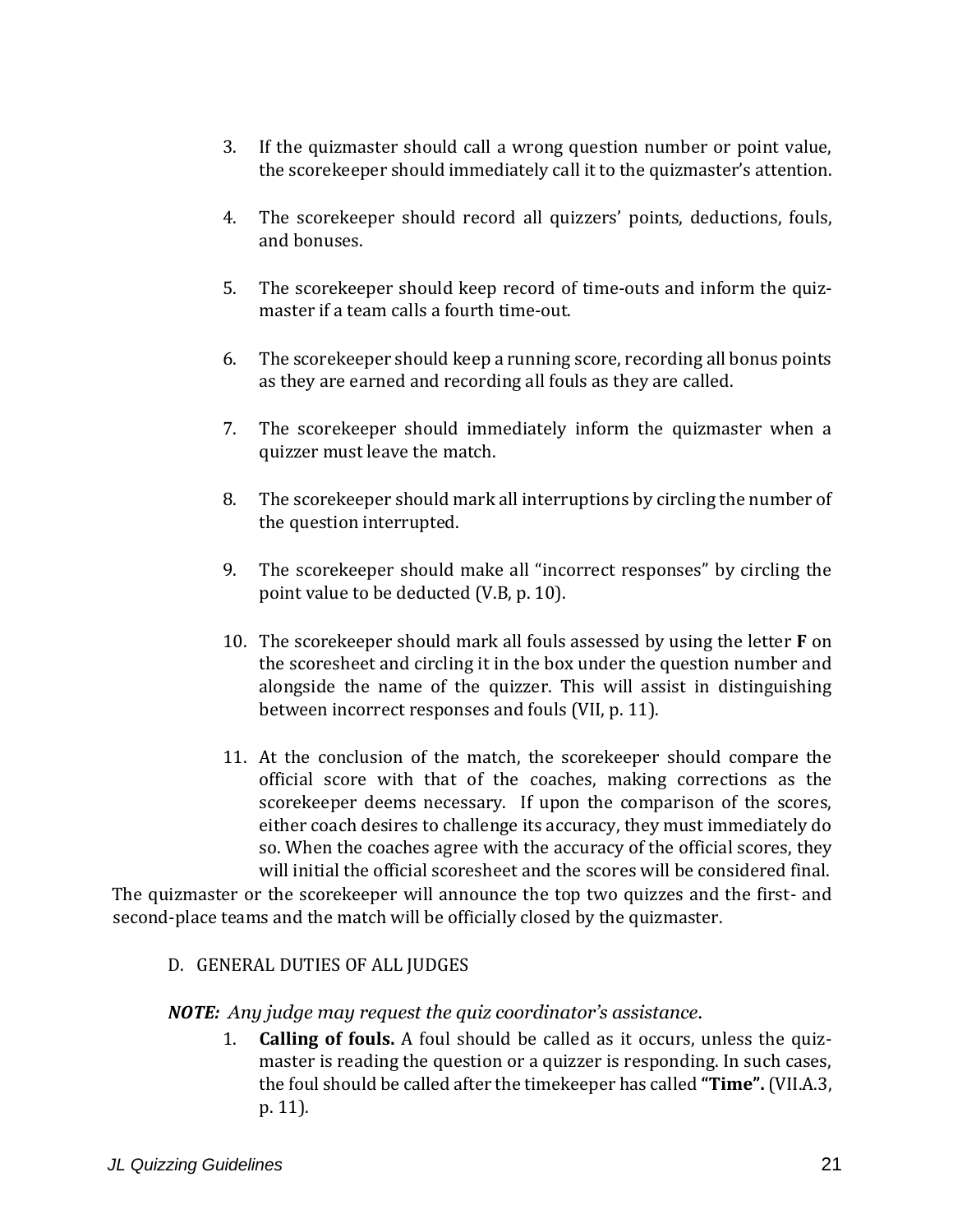3. If the quizmaster should call a wrong question number or point value, the scorekeeper should immediately call it to the quizmaster's attention.

4. The scorekeeper should record all quizzers' points, deductions, fouls, and bonuses.

5. The scorekeeper should keep record of time-outs and inform the quiz-master if a team calls a fourth time-out.

6. The scorekeeper should keep a running score, recording all bonus points as they are earned and recording all fouls as they are called.

7. The scorekeeper should immediately inform the quizmaster when a quizzer must leave the match.

8. The scorekeeper should mark all interruptions by circling the number of the question interrupted.

9. The scorekeeper should make all "incorrect responses" by circling the point value to be deducted (V.B, p. 10).

10. The scorekeeper should mark all fouls assessed by using the letter **F** on the scoresheet and circling it in the box under the question number and alongside the name of the quizzer. This will assist in distinguishing between incorrect responses and fouls (VII, p. 11).

11. At the conclusion of the match, the scorekeeper should compare the official score with that of the coaches, making corrections as the scorekeeper deems necessary. If upon the comparison of the scores, either coach desires to challenge its accuracy, they must immediately do so. When the coaches agree with the accuracy of the official scores, they will initial the official scoresheet and the scores will be considered final.

The quizmaster or the scorekeeper will announce the top two quizzes and the first- and second-place teams and the match will be officially closed by the quizmaster.

D. GENERAL DUTIES OF ALL JUDGES

***NOTE:*** *Any judge may request the quiz coordinator's assistance.*

1. **Calling of fouls.** A foul should be called as it occurs, unless the quiz-master is reading the question or a quizzer is responding. In such cases, the foul should be called after the timekeeper has called **"Time".** (VII.A.3, p. 11).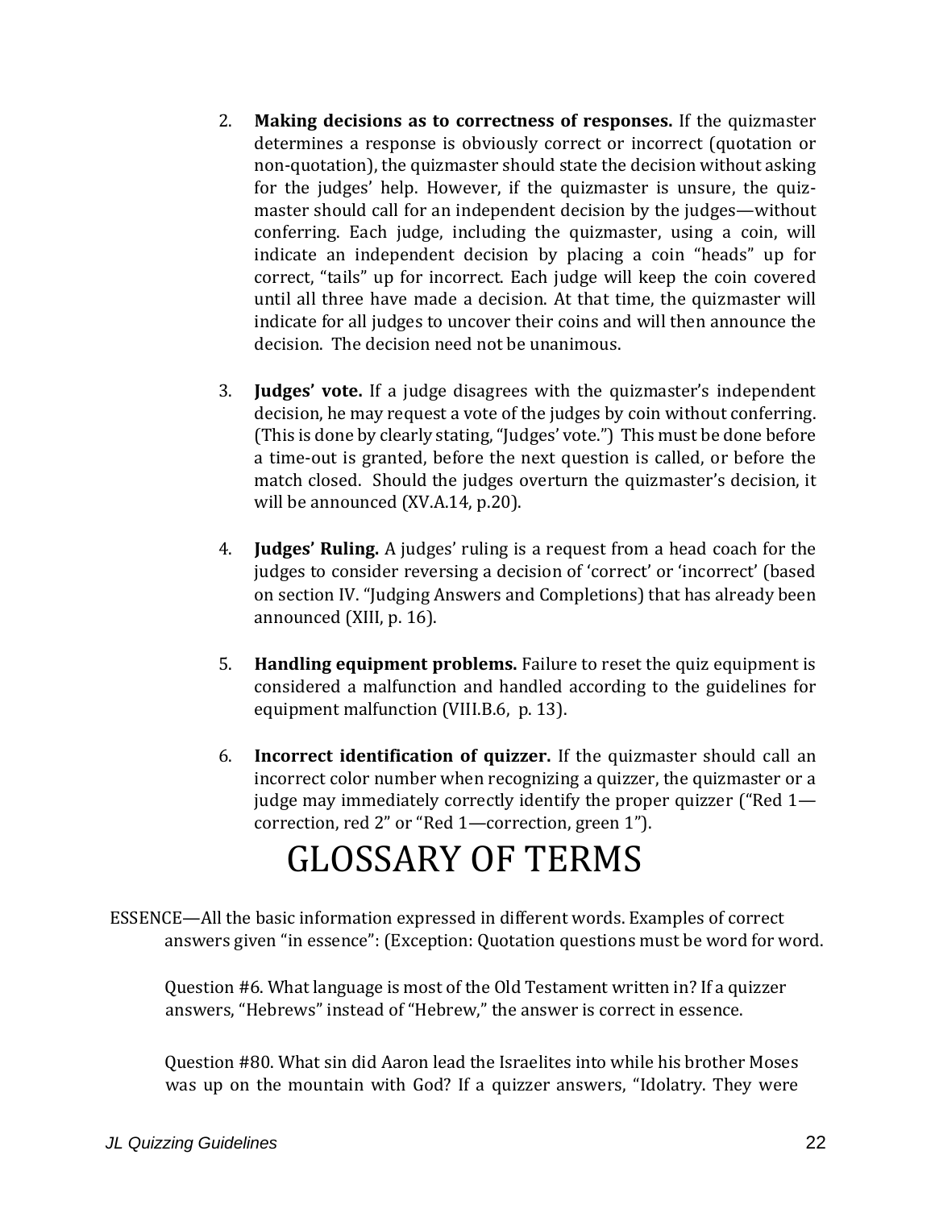2. **Making decisions as to correctness of responses.** If the quizmaster determines a response is obviously correct or incorrect (quotation or non-quotation), the quizmaster should state the decision without asking for the judges' help. However, if the quizmaster is unsure, the quizmaster should call for an independent decision by the judges—without conferring. Each judge, including the quizmaster, using a coin, will indicate an independent decision by placing a coin "heads" up for correct, "tails" up for incorrect. Each judge will keep the coin covered until all three have made a decision. At that time, the quizmaster will indicate for all judges to uncover their coins and will then announce the decision. The decision need not be unanimous.

3. **Judges' vote.** If a judge disagrees with the quizmaster's independent decision, he may request a vote of the judges by coin without conferring. (This is done by clearly stating, "Judges' vote.") This must be done before a time-out is granted, before the next question is called, or before the match closed. Should the judges overturn the quizmaster's decision, it will be announced (XV.A.14, p.20).

4. **Judges' Ruling.** A judges' ruling is a request from a head coach for the judges to consider reversing a decision of 'correct' or 'incorrect' (based on section IV. "Judging Answers and Completions) that has already been announced (XIII, p. 16).

5. **Handling equipment problems.** Failure to reset the quiz equipment is considered a malfunction and handled according to the guidelines for equipment malfunction (VIII.B.6, p. 13).

6. **Incorrect identification of quizzer.** If the quizmaster should call an incorrect color number when recognizing a quizzer, the quizmaster or a judge may immediately correctly identify the proper quizzer ("Red 1—correction, red 2" or "Red 1—correction, green 1").

# GLOSSARY OF TERMS

ESSENCE—All the basic information expressed in different words. Examples of correct answers given "in essence": (Exception: Quotation questions must be word for word.

Question #6. What language is most of the Old Testament written in? If a quizzer answers, "Hebrews" instead of "Hebrew," the answer is correct in essence.

Question #80. What sin did Aaron lead the Israelites into while his brother Moses was up on the mountain with God? If a quizzer answers, "Idolatry. They were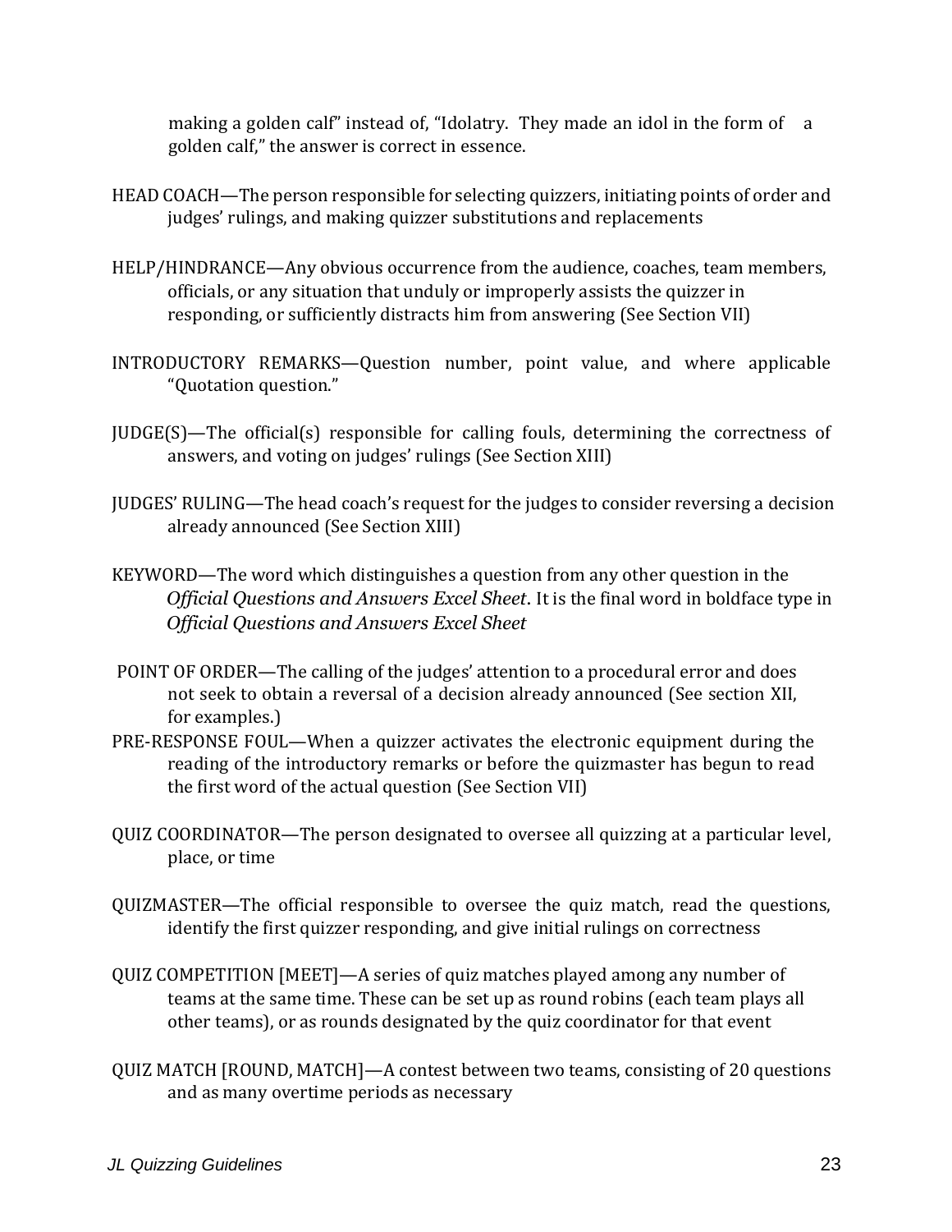making a golden calf" instead of, "Idolatry. They made an idol in the form of a golden calf," the answer is correct in essence.

HEAD COACH—The person responsible for selecting quizzers, initiating points of order and judges' rulings, and making quizzer substitutions and replacements

HELP/HINDRANCE—Any obvious occurrence from the audience, coaches, team members, officials, or any situation that unduly or improperly assists the quizzer in responding, or sufficiently distracts him from answering (See Section VII)

INTRODUCTORY REMARKS—Question number, point value, and where applicable "Quotation question."

JUDGE(S)—The official(s) responsible for calling fouls, determining the correctness of answers, and voting on judges' rulings (See Section XIII)

JUDGES' RULING—The head coach's request for the judges to consider reversing a decision already announced (See Section XIII)

KEYWORD—The word which distinguishes a question from any other question in the *Official Questions and Answers Excel Sheet*. It is the final word in boldface type in *Official Questions and Answers Excel Sheet*

POINT OF ORDER—The calling of the judges' attention to a procedural error and does not seek to obtain a reversal of a decision already announced (See section XII, for examples.)

PRE-RESPONSE FOUL—When a quizzer activates the electronic equipment during the reading of the introductory remarks or before the quizmaster has begun to read the first word of the actual question (See Section VII)

QUIZ COORDINATOR—The person designated to oversee all quizzing at a particular level, place, or time

QUIZMASTER—The official responsible to oversee the quiz match, read the questions, identify the first quizzer responding, and give initial rulings on correctness

QUIZ COMPETITION [MEET]—A series of quiz matches played among any number of teams at the same time. These can be set up as round robins (each team plays all other teams), or as rounds designated by the quiz coordinator for that event

QUIZ MATCH [ROUND, MATCH]—A contest between two teams, consisting of 20 questions and as many overtime periods as necessary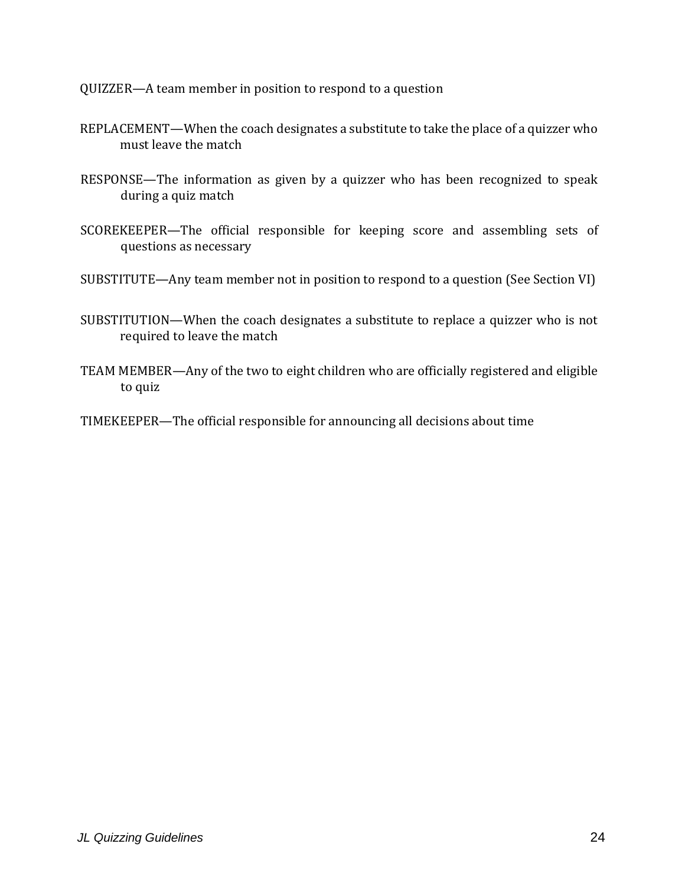QUIZZER—A team member in position to respond to a question

REPLACEMENT—When the coach designates a substitute to take the place of a quizzer who must leave the match

RESPONSE—The information as given by a quizzer who has been recognized to speak during a quiz match

SCOREKEEPER—The official responsible for keeping score and assembling sets of questions as necessary

SUBSTITUTE—Any team member not in position to respond to a question (See Section VI)

SUBSTITUTION—When the coach designates a substitute to replace a quizzer who is not required to leave the match

TEAM MEMBER—Any of the two to eight children who are officially registered and eligible to quiz

TIMEKEEPER—The official responsible for announcing all decisions about time